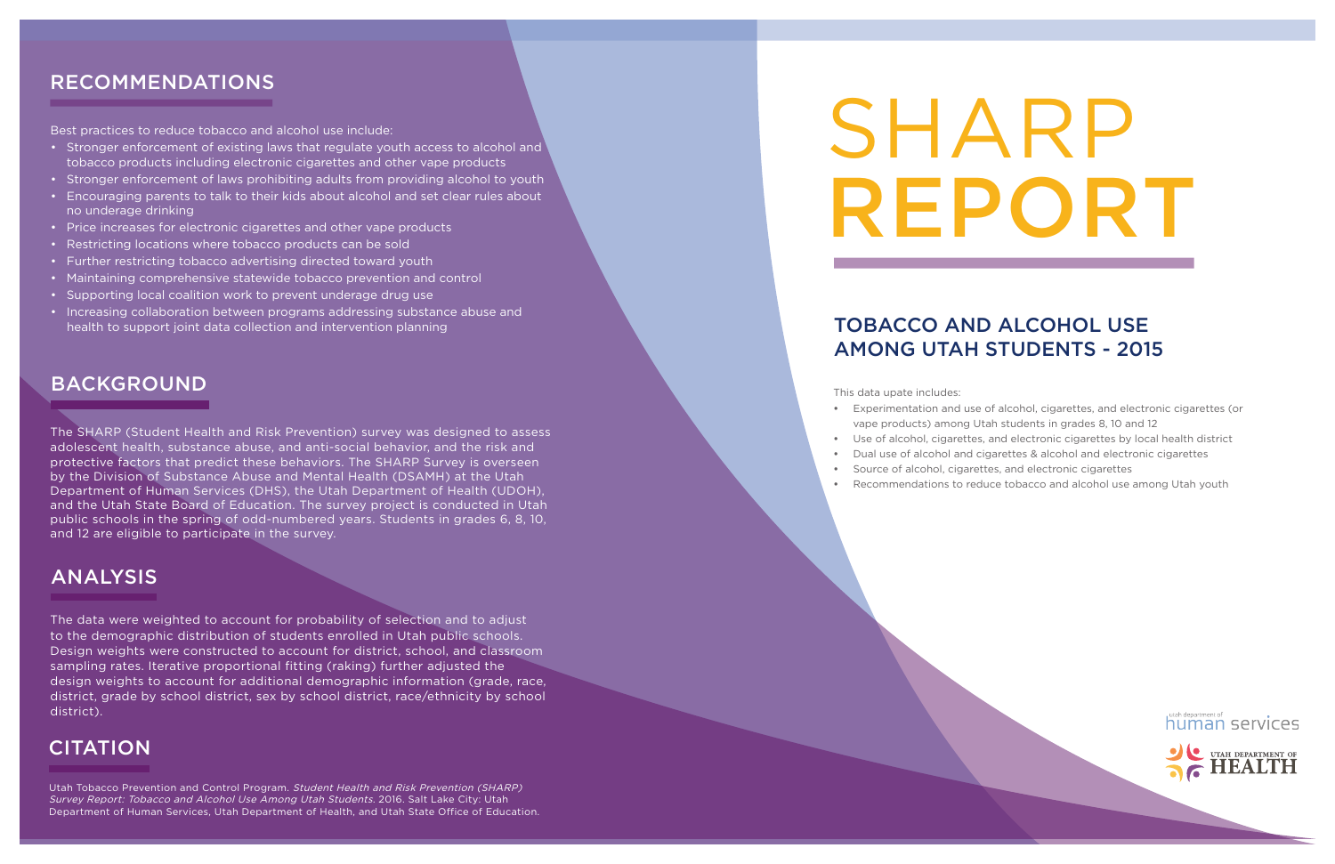## RECOMMENDATIONS

Best practices to reduce tobacco and alcohol use include:

- Stronger enforcement of existing laws that regulate youth access to alcohol and tobacco products including electronic cigarettes and other vape products
- Stronger enforcement of laws prohibiting adults from providing alcohol to youth
- Encouraging parents to talk to their kids about alcohol and set clear rules about no underage drinking
- Price increases for electronic cigarettes and other vape products
- Restricting locations where tobacco products can be sold
- Further restricting tobacco advertising directed toward youth
- Maintaining comprehensive statewide tobacco prevention and control
- Supporting local coalition work to prevent underage drug use
- Increasing collaboration between programs addressing substance abuse and health to support joint data collection and intervention planning

## BACKGROUND

The SHARP (Student Health and Risk Prevention) survey was designed to assess adolescent health, substance abuse, and anti-social behavior, and the risk and protective factors that predict these behaviors. The SHARP Survey is overseen by the Division of Substance Abuse and Mental Health (DSAMH) at the Utah Department of Human Services (DHS), the Utah Department of Health (UDOH), and the Utah State Board of Education. The survey project is conducted in Utah public schools in the spring of odd-numbered years. Students in grades 6, 8, 10, and 12 are eligible to participate in the survey.

## ANALYSIS

The data were weighted to account for probability of selection and to adjust to the demographic distribution of students enrolled in Utah public schools. Design weights were constructed to account for district, school, and classroom sampling rates. Iterative proportional fitting (raking) further adjusted the design weights to account for additional demographic information (grade, race, district, grade by school district, sex by school district, race/ethnicity by school district).

## CITATION

Utah Tobacco Prevention and Control Program. *Student Health and Risk Prevention (SHARP) Survey Report: Tobacco and Alcohol Use Among Utah Students.* 2016. Salt Lake City: Utah Department of Human Services, Utah Department of Health, and Utah State Office of Education.

# SHARP REPORT

## TOBACCO AND ALCOHOL USE AMONG UTAH STUDENTS - 2015

This data upate includes:

- Experimentation and use of alcohol, cigarettes, and electronic cigarettes (or vape products) among Utah students in grades 8, 10 and 12
- Use of alcohol, cigarettes, and electronic cigarettes by local health district
- Dual use of alcohol and cigarettes & alcohol and electronic cigarettes
- Source of alcohol, cigarettes, and electronic cigarettes
- Recommendations to reduce tobacco and alcohol use among Utah youth

utah department of human services

UTAH DEPARTMENT OF HEALTH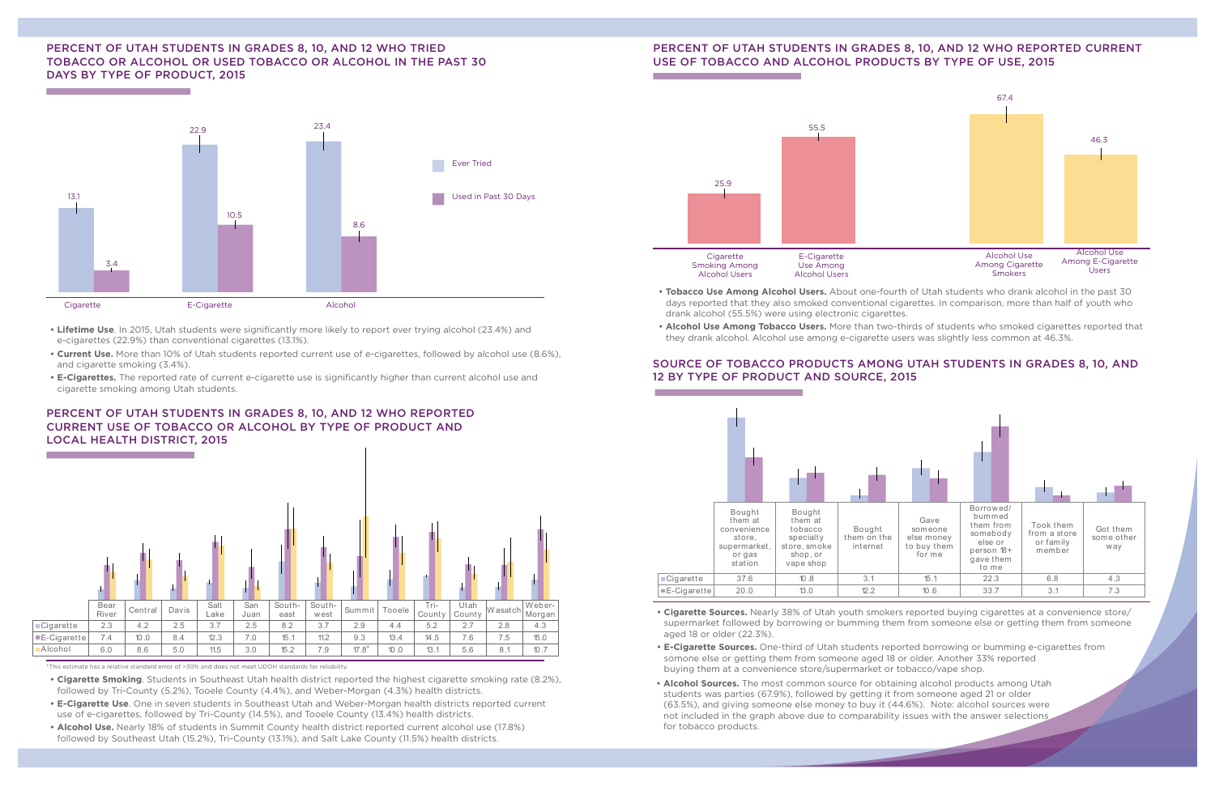## PERCENT OF UTAH STUDENTS IN GRADES 8, 10, AND 12 WHO TRIED TOBACCO OR ALCOHOL OR USED TOBACCO OR ALCOHOL IN THE PAST 30 DAYS BY TYPE OF PRODUCT, 2015

Ever Tried
Used in Past 30 Days

Cigarette: 13.1, 3.4
E-Cigarette: 22.9, 10.5
Alcohol: 23.4, 8.6

- **Lifetime Use**. In 2015, Utah students were significantly more likely to report ever trying alcohol (23.4%) and e-cigarettes (22.9%) than conventional cigarettes (13.1%).
- **Current Use.** More than 10% of Utah students reported current use of e-cigarettes, followed by alcohol use (8.6%), and cigarette smoking (3.4%).
- **E-Cigarettes.** The reported rate of current e-cigarette use is significantly higher than current alcohol use and cigarette smoking among Utah students.

## PERCENT OF UTAH STUDENTS IN GRADES 8, 10, AND 12 WHO REPORTED CURRENT USE OF TOBACCO OR ALCOHOL BY TYPE OF PRODUCT AND LOCAL HEALTH DISTRICT, 2015

| | Bear River | Central | Davis | Salt Lake | San Juan | Southeast | Southwest | Summit | Tooele | Tri-County | Utah County | Wasatch | Weber-Morgan |
|---|---|---|---|---|---|---|---|---|---|---|---|---|---|
| Cigarette | 2.3 | 4.2 | 2.5 | 3.7 | 2.5 | 8.2 | 3.7 | 2.9 | 4.4 | 5.2 | 2.7 | 2.8 | 4.3 |
| E-Cigarette | 7.4 | 10.0 | 8.4 | 12.3 | 7.0 | 15.1 | 11.2 | 9.3 | 13.4 | 14.5 | 7.6 | 7.5 | 15.0 |
| Alcohol | 6.0 | 8.6 | 5.0 | 11.5 | 3.0 | 15.2 | 7.9 | 17.8* | 10.0 | 13.1 | 5.6 | 8.1 | 10.7 |

*This estimate has a relative standard error of >30% and does not meet UDOH standards for reliability.

- **Cigarette Smoking**. Students in Southeast Utah health district reported the highest cigarette smoking rate (8.2%), followed by Tri-County (5.2%), Tooele County (4.4%), and Weber-Morgan (4.3%) health districts.
- **E-Cigarette Use**. One in seven students in Southeast Utah and Weber-Morgan health districts reported current use of e-cigarettes, followed by Tri-County (14.5%), and Tooele County (13.4%) health districts.
- **Alcohol Use.** Nearly 18% of students in Summit County health district reported current alcohol use (17.8%) followed by Southeast Utah (15.2%), Tri-County (13.1%), and Salt Lake County (11.5%) health districts.

## PERCENT OF UTAH STUDENTS IN GRADES 8, 10, AND 12 WHO REPORTED CURRENT USE OF TOBACCO AND ALCOHOL PRODUCTS BY TYPE OF USE, 2015

Cigarette Smoking Among Alcohol Users: 25.9
E-Cigarette Use Among Alcohol Users: 55.5
Alcohol Use Among Cigarette Smokers: 67.4
Alcohol Use Among E-Cigarette Users: 46.3

- **Tobacco Use Among Alcohol Users.** About one-fourth of Utah students who drank alcohol in the past 30 days reported that they also smoked conventional cigarettes. In comparison, more than half of youth who drank alcohol (55.5%) were using electronic cigarettes.
- **Alcohol Use Among Tobacco Users.** More than two-thirds of students who smoked cigarettes reported that they drank alcohol. Alcohol use among e-cigarette users was slightly less common at 46.3%.

## SOURCE OF TOBACCO PRODUCTS AMONG UTAH STUDENTS IN GRADES 8, 10, AND 12 BY TYPE OF PRODUCT AND SOURCE, 2015

| | Bought them at convenience store, supermarket, or gas station | Bought them at tobacco specialty store, smoke shop, or vape shop | Bought them on the internet | Gave someone else money to buy them for me | Borrowed/bummed them from somebody else or person 18+ gave them to me | Took them from a store or family member | Got them some other way |
|---|---|---|---|---|---|---|---|
| Cigarette | 37.6 | 10.8 | 3.1 | 15.1 | 22.3 | 6.8 | 4.3 |
| E-Cigarette | 20.0 | 13.0 | 12.2 | 10.6 | 33.7 | 3.1 | 7.3 |

- **Cigarette Sources.** Nearly 38% of Utah youth smokers reported buying cigarettes at a convenience store/supermarket followed by borrowing or bumming them from someone else or getting them from someone aged 18 or older (22.3%).
- **E-Cigarette Sources.** One-third of Utah students reported borrowing or bumming e-cigarettes from somone else or getting them from someone aged 18 or older. Another 33% reported buying them at a convenience store/supermarket or tobacco/vape shop.
- **Alcohol Sources.** The most common source for obtaining alcohol products among Utah students was parties (67.9%), followed by getting it from someone aged 21 or older (63.5%), and giving someone else money to buy it (44.6%). Note: alcohol sources were not included in the graph above due to comparability issues with the answer selections for tobacco products.